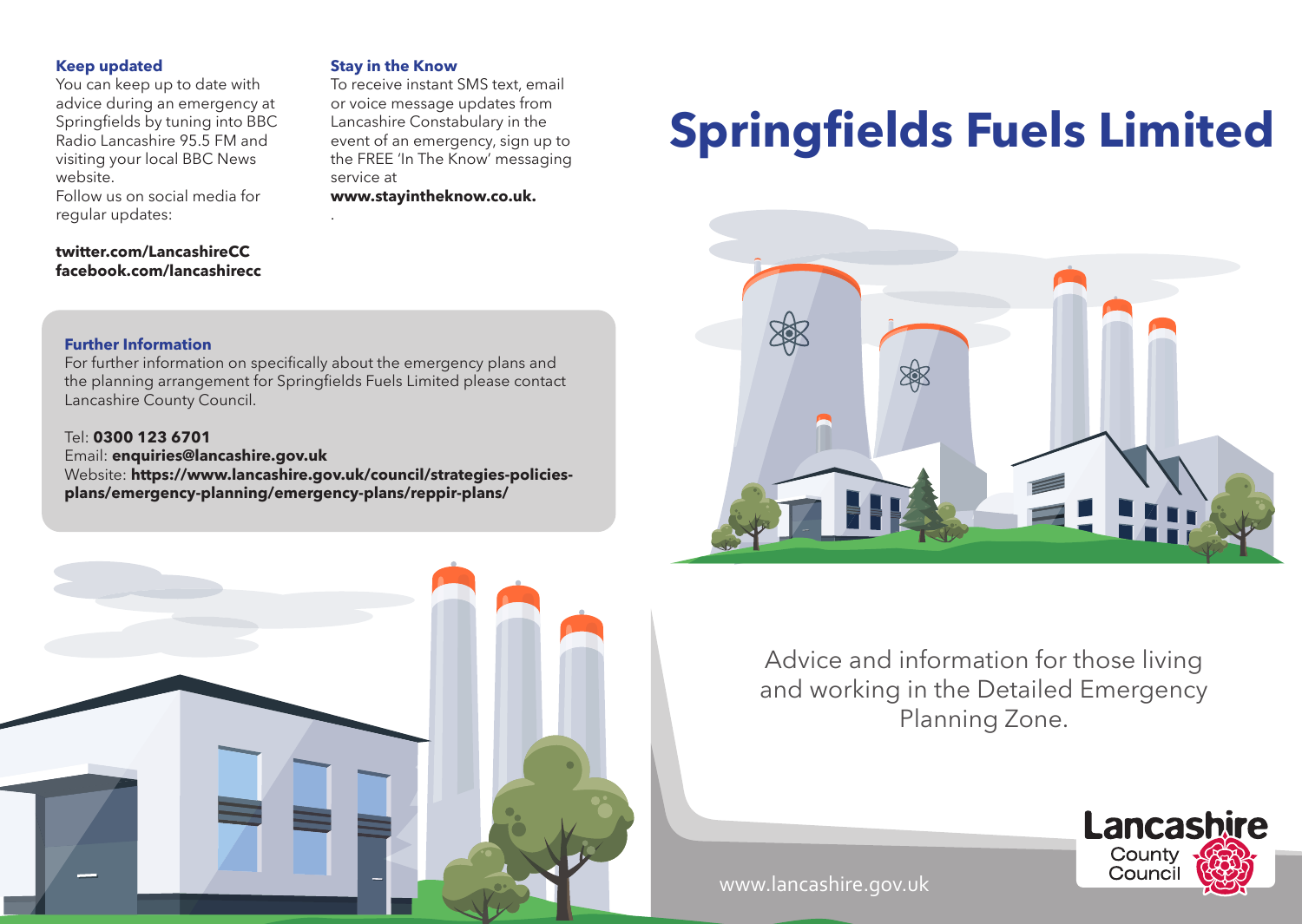### Keep updated

You can keep up to date with advice during an emergency at Springfields by tuning into BBC Radio Lancashire 95.5 FM and visiting your local BBC News website.
Follow us on social media for regular updates:

**twitter.com/LancashireCC**
**facebook.com/lancashirecc**

### Stay in the Know

To receive instant SMS text, email or voice message updates from Lancashire Constabulary in the event of an emergency, sign up to the FREE 'In The Know' messaging service at **www.stayintheknow.co.uk.**

### Further Information

For further information on specifically about the emergency plans and the planning arrangement for Springfields Fuels Limited please contact Lancashire County Council.

Tel: **0300 123 6701**
Email: **enquiries@lancashire.gov.uk**
Website: **https://www.lancashire.gov.uk/council/strategies-policies-plans/emergency-planning/emergency-plans/reppir-plans/**

# Springfields Fuels Limited

Advice and information for those living and working in the Detailed Emergency Planning Zone.

Lancashire County Council

www.lancashire.gov.uk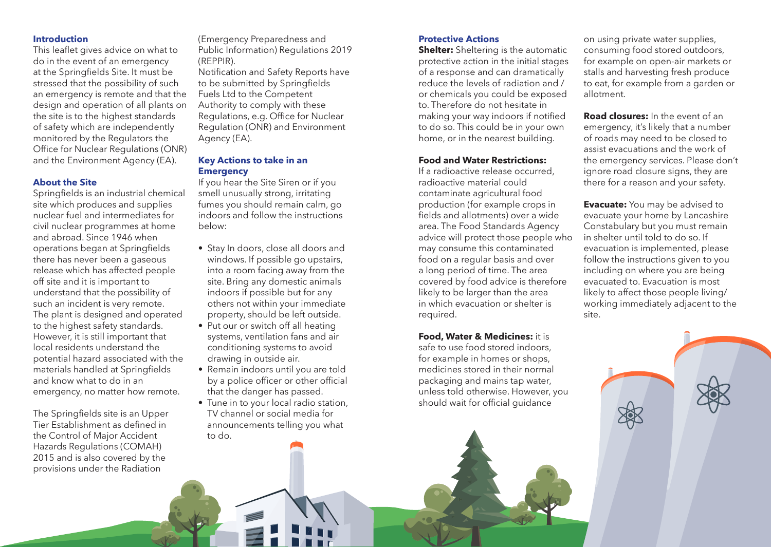## Introduction

This leaflet gives advice on what to do in the event of an emergency at the Springfields Site. It must be stressed that the possibility of such an emergency is remote and that the design and operation of all plants on the site is to the highest standards of safety which are independently monitored by the Regulators the Office for Nuclear Regulations (ONR) and the Environment Agency (EA).

## About the Site

Springfields is an industrial chemical site which produces and supplies nuclear fuel and intermediates for civil nuclear programmes at home and abroad. Since 1946 when operations began at Springfields there has never been a gaseous release which has affected people off site and it is important to understand that the possibility of such an incident is very remote. The plant is designed and operated to the highest safety standards. However, it is still important that local residents understand the potential hazard associated with the materials handled at Springfields and know what to do in an emergency, no matter how remote.

The Springfields site is an Upper Tier Establishment as defined in the Control of Major Accident Hazards Regulations (COMAH) 2015 and is also covered by the provisions under the Radiation (Emergency Preparedness and Public Information) Regulations 2019 (REPPIR).

Notification and Safety Reports have to be submitted by Springfields Fuels Ltd to the Competent Authority to comply with these Regulations, e.g. Office for Nuclear Regulation (ONR) and Environment Agency (EA).

## Key Actions to take in an Emergency

If you hear the Site Siren or if you smell unusually strong, irritating fumes you should remain calm, go indoors and follow the instructions below:

- Stay In doors, close all doors and windows. If possible go upstairs, into a room facing away from the site. Bring any domestic animals indoors if possible but for any others not within your immediate property, should be left outside.
- Put our or switch off all heating systems, ventilation fans and air conditioning systems to avoid drawing in outside air.
- Remain indoors until you are told by a police officer or other official that the danger has passed.
- Tune in to your local radio station, TV channel or social media for announcements telling you what to do.

## Protective Actions

**Shelter:** Sheltering is the automatic protective action in the initial stages of a response and can dramatically reduce the levels of radiation and / or chemicals you could be exposed to. Therefore do not hesitate in making your way indoors if notified to do so. This could be in your own home, or in the nearest building.

**Food and Water Restrictions:**
If a radioactive release occurred, radioactive material could contaminate agricultural food production (for example crops in fields and allotments) over a wide area. The Food Standards Agency advice will protect those people who may consume this contaminated food on a regular basis and over a long period of time. The area covered by food advice is therefore likely to be larger than the area in which evacuation or shelter is required.

**Food, Water & Medicines:** it is safe to use food stored indoors, for example in homes or shops, medicines stored in their normal packaging and mains tap water, unless told otherwise. However, you should wait for official guidance on using private water supplies, consuming food stored outdoors, for example on open-air markets or stalls and harvesting fresh produce to eat, for example from a garden or allotment.

**Road closures:** In the event of an emergency, it's likely that a number of roads may need to be closed to assist evacuations and the work of the emergency services. Please don't ignore road closure signs, they are there for a reason and your safety.

**Evacuate:** You may be advised to evacuate your home by Lancashire Constabulary but you must remain in shelter until told to do so. If evacuation is implemented, please follow the instructions given to you including on where you are being evacuated to. Evacuation is most likely to affect those people living/ working immediately adjacent to the site.